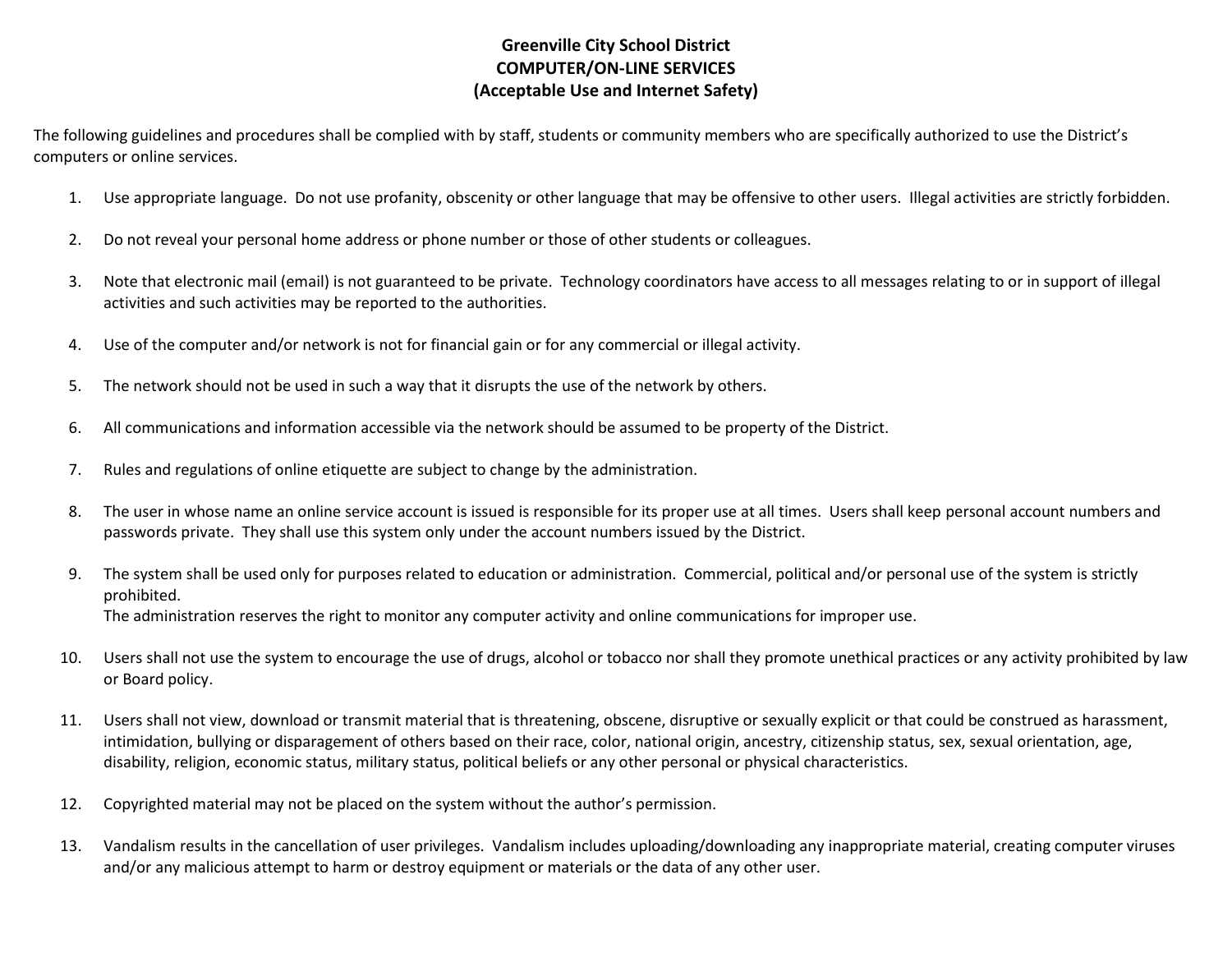# Greenville City School District
## COMPUTER/ON-LINE SERVICES
### (Acceptable Use and Internet Safety)

The following guidelines and procedures shall be complied with by staff, students or community members who are specifically authorized to use the District's computers or online services.

1. Use appropriate language. Do not use profanity, obscenity or other language that may be offensive to other users. Illegal activities are strictly forbidden.

2. Do not reveal your personal home address or phone number or those of other students or colleagues.

3. Note that electronic mail (email) is not guaranteed to be private. Technology coordinators have access to all messages relating to or in support of illegal activities and such activities may be reported to the authorities.

4. Use of the computer and/or network is not for financial gain or for any commercial or illegal activity.

5. The network should not be used in such a way that it disrupts the use of the network by others.

6. All communications and information accessible via the network should be assumed to be property of the District.

7. Rules and regulations of online etiquette are subject to change by the administration.

8. The user in whose name an online service account is issued is responsible for its proper use at all times. Users shall keep personal account numbers and passwords private. They shall use this system only under the account numbers issued by the District.

9. The system shall be used only for purposes related to education or administration. Commercial, political and/or personal use of the system is strictly prohibited.
   The administration reserves the right to monitor any computer activity and online communications for improper use.

10. Users shall not use the system to encourage the use of drugs, alcohol or tobacco nor shall they promote unethical practices or any activity prohibited by law or Board policy.

11. Users shall not view, download or transmit material that is threatening, obscene, disruptive or sexually explicit or that could be construed as harassment, intimidation, bullying or disparagement of others based on their race, color, national origin, ancestry, citizenship status, sex, sexual orientation, age, disability, religion, economic status, military status, political beliefs or any other personal or physical characteristics.

12. Copyrighted material may not be placed on the system without the author's permission.

13. Vandalism results in the cancellation of user privileges. Vandalism includes uploading/downloading any inappropriate material, creating computer viruses and/or any malicious attempt to harm or destroy equipment or materials or the data of any other user.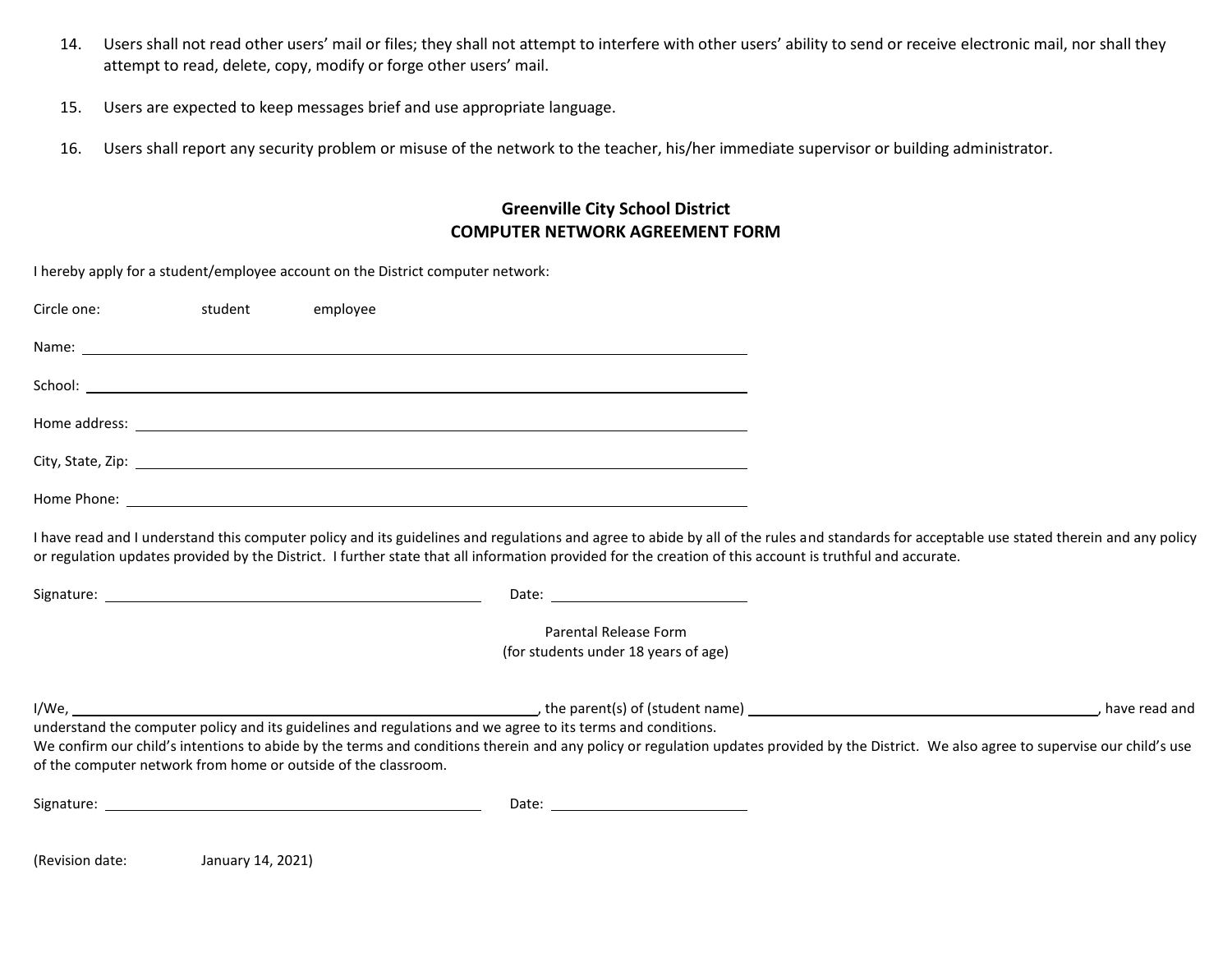14. Users shall not read other users' mail or files; they shall not attempt to interfere with other users' ability to send or receive electronic mail, nor shall they attempt to read, delete, copy, modify or forge other users' mail.

15. Users are expected to keep messages brief and use appropriate language.

16. Users shall report any security problem or misuse of the network to the teacher, his/her immediate supervisor or building administrator.

## Greenville City School District
## COMPUTER NETWORK AGREEMENT FORM

I hereby apply for a student/employee account on the District computer network:

Circle one: student employee

Name: ______________________________________________

School: ______________________________________________

Home address: ______________________________________________

City, State, Zip: ______________________________________________

Home Phone: ______________________________________________

I have read and I understand this computer policy and its guidelines and regulations and agree to abide by all of the rules and standards for acceptable use stated therein and any policy or regulation updates provided by the District. I further state that all information provided for the creation of this account is truthful and accurate.

Signature: ______________________________ Date: ________________

Parental Release Form
(for students under 18 years of age)

I/We, ______________________________, the parent(s) of (student name) ______________________________, have read and understand the computer policy and its guidelines and regulations and we agree to its terms and conditions.
We confirm our child's intentions to abide by the terms and conditions therein and any policy or regulation updates provided by the District. We also agree to supervise our child's use of the computer network from home or outside of the classroom.

Signature: ______________________________ Date: ________________

(Revision date: January 14, 2021)